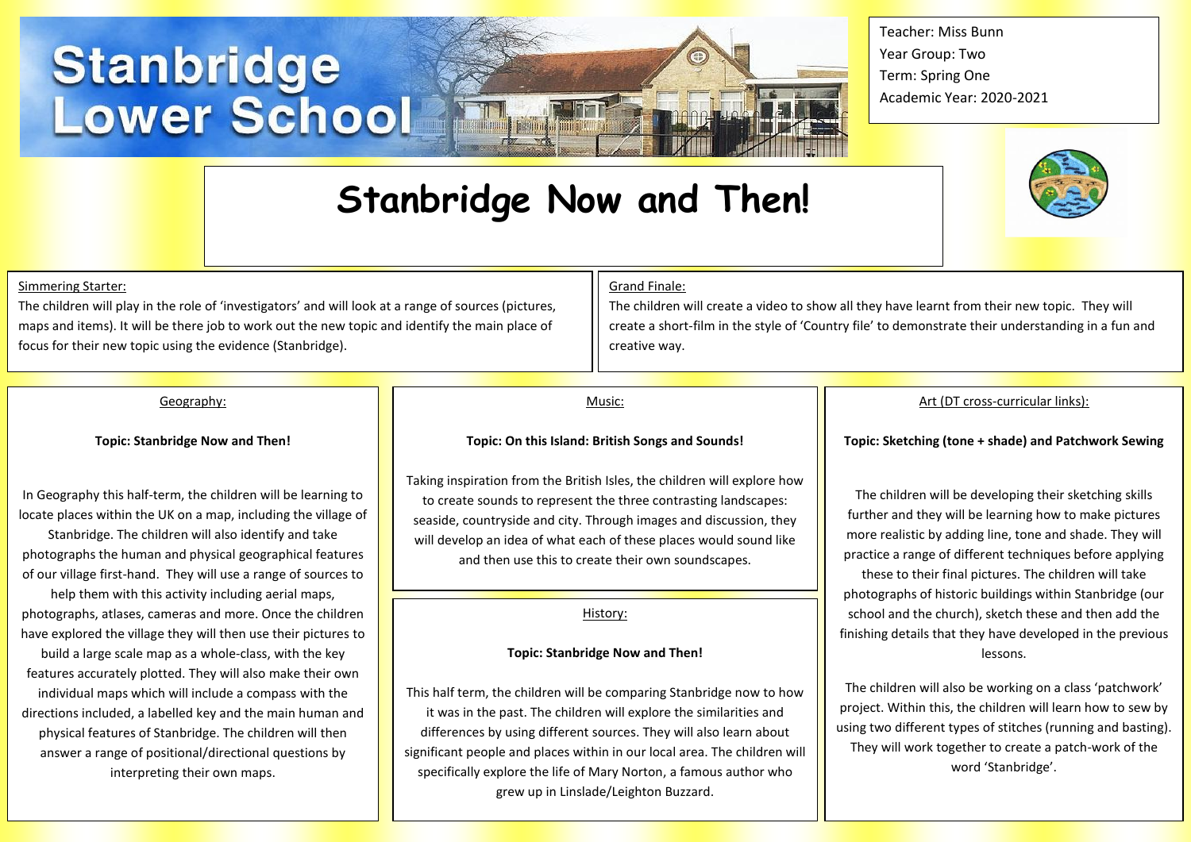# Stanbridge Lower School

Teacher: Miss Bunn
Year Group: Two
Term: Spring One
Academic Year: 2020-2021

## Stanbridge Now and Then!

Simmering Starter:

The children will play in the role of 'investigators' and will look at a range of sources (pictures, maps and items). It will be there job to work out the new topic and identify the main place of focus for their new topic using the evidence (Stanbridge).

Grand Finale:

The children will create a video to show all they have learnt from their new topic. They will create a short-film in the style of 'Country file' to demonstrate their understanding in a fun and creative way.

### Geography:

**Topic: Stanbridge Now and Then!**

In Geography this half-term, the children will be learning to locate places within the UK on a map, including the village of Stanbridge. The children will also identify and take photographs the human and physical geographical features of our village first-hand. They will use a range of sources to help them with this activity including aerial maps, photographs, atlases, cameras and more. Once the children have explored the village they will then use their pictures to build a large scale map as a whole-class, with the key features accurately plotted. They will also make their own individual maps which will include a compass with the directions included, a labelled key and the main human and physical features of Stanbridge. The children will then answer a range of positional/directional questions by interpreting their own maps.

### Music:

**Topic: On this Island: British Songs and Sounds!**

Taking inspiration from the British Isles, the children will explore how to create sounds to represent the three contrasting landscapes: seaside, countryside and city. Through images and discussion, they will develop an idea of what each of these places would sound like and then use this to create their own soundscapes.

### History:

**Topic: Stanbridge Now and Then!**

This half term, the children will be comparing Stanbridge now to how it was in the past. The children will explore the similarities and differences by using different sources. They will also learn about significant people and places within in our local area. The children will specifically explore the life of Mary Norton, a famous author who grew up in Linslade/Leighton Buzzard.

### Art (DT cross-curricular links):

**Topic: Sketching (tone + shade) and Patchwork Sewing**

The children will be developing their sketching skills further and they will be learning how to make pictures more realistic by adding line, tone and shade. They will practice a range of different techniques before applying these to their final pictures. The children will take photographs of historic buildings within Stanbridge (our school and the church), sketch these and then add the finishing details that they have developed in the previous lessons.

The children will also be working on a class 'patchwork' project. Within this, the children will learn how to sew by using two different types of stitches (running and basting). They will work together to create a patch-work of the word 'Stanbridge'.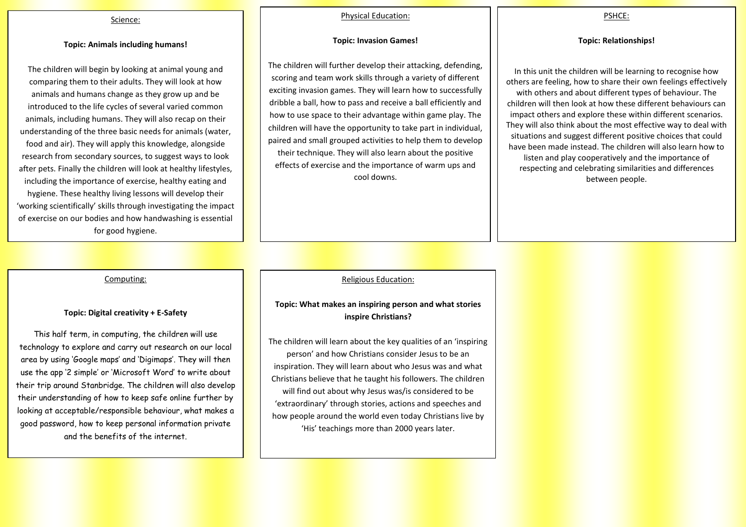## Science:

**Topic: Animals including humans!**

The children will begin by looking at animal young and comparing them to their adults. They will look at how animals and humans change as they grow up and be introduced to the life cycles of several varied common animals, including humans. They will also recap on their understanding of the three basic needs for animals (water, food and air). They will apply this knowledge, alongside research from secondary sources, to suggest ways to look after pets. Finally the children will look at healthy lifestyles, including the importance of exercise, healthy eating and hygiene. These healthy living lessons will develop their 'working scientifically' skills through investigating the impact of exercise on our bodies and how handwashing is essential for good hygiene.

## Physical Education:

**Topic: Invasion Games!**

The children will further develop their attacking, defending, scoring and team work skills through a variety of different exciting invasion games. They will learn how to successfully dribble a ball, how to pass and receive a ball efficiently and how to use space to their advantage within game play. The children will have the opportunity to take part in individual, paired and small grouped activities to help them to develop their technique. They will also learn about the positive effects of exercise and the importance of warm ups and cool downs.

## PSHCE:

**Topic: Relationships!**

In this unit the children will be learning to recognise how others are feeling, how to share their own feelings effectively with others and about different types of behaviour. The children will then look at how these different behaviours can impact others and explore these within different scenarios. They will also think about the most effective way to deal with situations and suggest different positive choices that could have been made instead. The children will also learn how to listen and play cooperatively and the importance of respecting and celebrating similarities and differences between people.

## Computing:

**Topic: Digital creativity + E-Safety**

This half term, in computing, the children will use technology to explore and carry out research on our local area by using 'Google maps' and 'Digimaps'. They will then use the app '2 simple' or 'Microsoft Word' to write about their trip around Stanbridge. The children will also develop their understanding of how to keep safe online further by looking at acceptable/responsible behaviour, what makes a good password, how to keep personal information private and the benefits of the internet.

## Religious Education:

**Topic: What makes an inspiring person and what stories inspire Christians?**

The children will learn about the key qualities of an 'inspiring person' and how Christians consider Jesus to be an inspiration. They will learn about who Jesus was and what Christians believe that he taught his followers. The children will find out about why Jesus was/is considered to be 'extraordinary' through stories, actions and speeches and how people around the world even today Christians live by 'His' teachings more than 2000 years later.